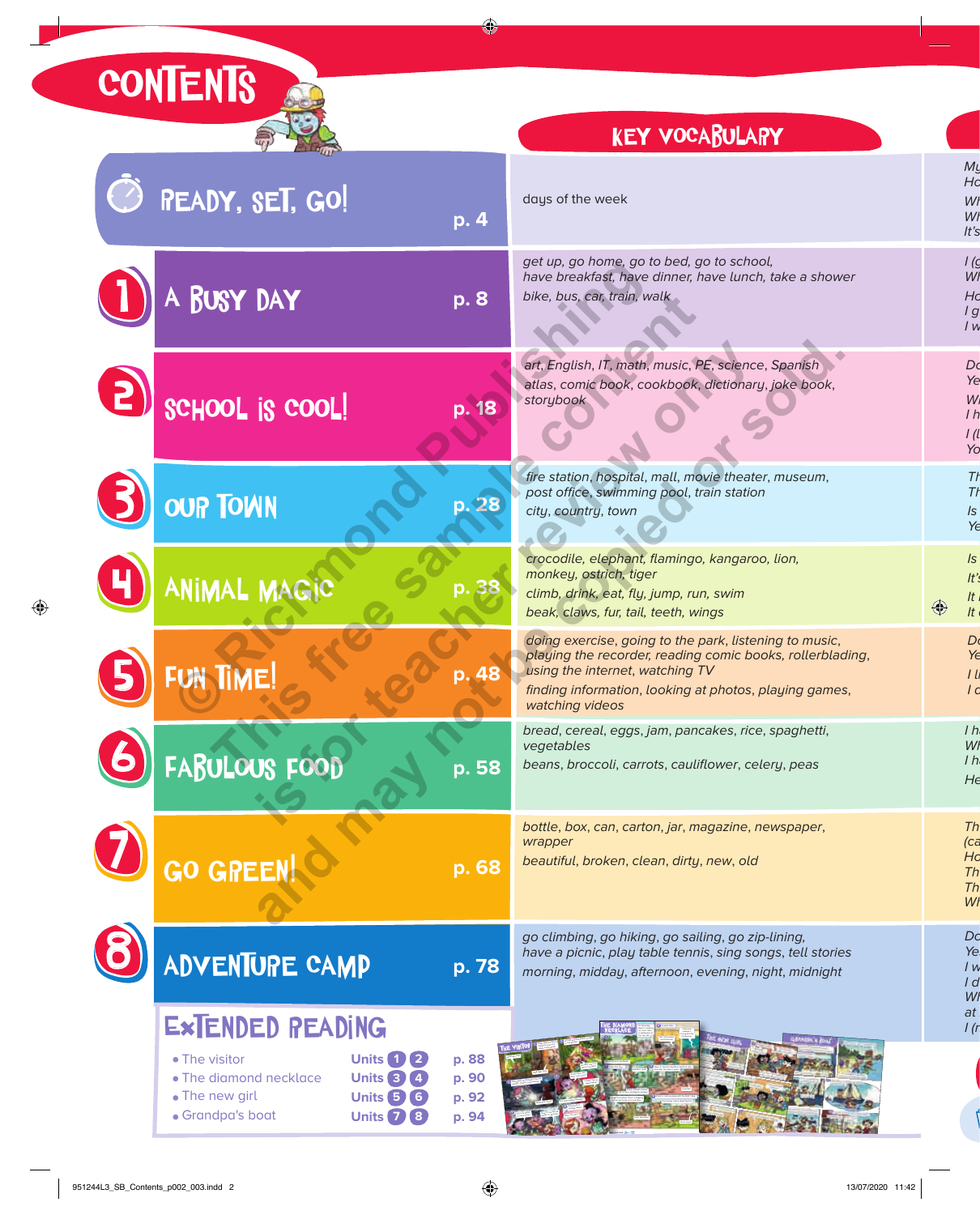# CONTENTS

| | | KEY VOCABULARY |
|---|---|---|
| READY, SET, GO! | p. 4 | days of the week |
| 1 A BUSY DAY | p. 8 | *get up, go home, go to bed, go to school, have breakfast, have dinner, have lunch, take a shower*<br>*bike, bus, car, train, walk* |
| 2 SCHOOL IS COOL! | p. 18 | *art, English, IT, math, music, PE, science, Spanish*<br>*atlas, comic book, cookbook, dictionary, joke book, storybook* |
| 3 OUR TOWN | p. 28 | *fire station, hospital, mall, movie theater, museum, post office, swimming pool, train station*<br>*city, country, town* |
| 4 ANIMAL MAGIC | p. 38 | *crocodile, elephant, flamingo, kangaroo, lion, monkey, ostrich, tiger*<br>*climb, drink, eat, fly, jump, run, swim*<br>*beak, claws, fur, tail, teeth, wings* |
| 5 FUN TIME! | p. 48 | *doing exercise, going to the park, listening to music, playing the recorder, reading comic books, rollerblading, using the internet, watching TV*<br>*finding information, looking at photos, playing games, watching videos* |
| 6 FABULOUS FOOD | p. 58 | *bread, cereal, eggs, jam, pancakes, rice, spaghetti, vegetables*<br>*beans, broccoli, carrots, cauliflower, celery, peas* |
| 7 GO GREEN! | p. 68 | *bottle, box, can, carton, jar, magazine, newspaper, wrapper*<br>*beautiful, broken, clean, dirty, new, old* |
| 8 ADVENTURE CAMP | p. 78 | *go climbing, go hiking, go sailing, go zip-lining, have a picnic, play table tennis, sing songs, tell stories*<br>*morning, midday, afternoon, evening, night, midnight* |

## EXTENDED READING

| | | |
|---|---|---|
| • The visitor | Units 1 2 | p. 88 |
| • The diamond necklace | Units 3 4 | p. 90 |
| • The new girl | Units 5 6 | p. 92 |
| • Grandpa's boat | Units 7 8 | p. 94 |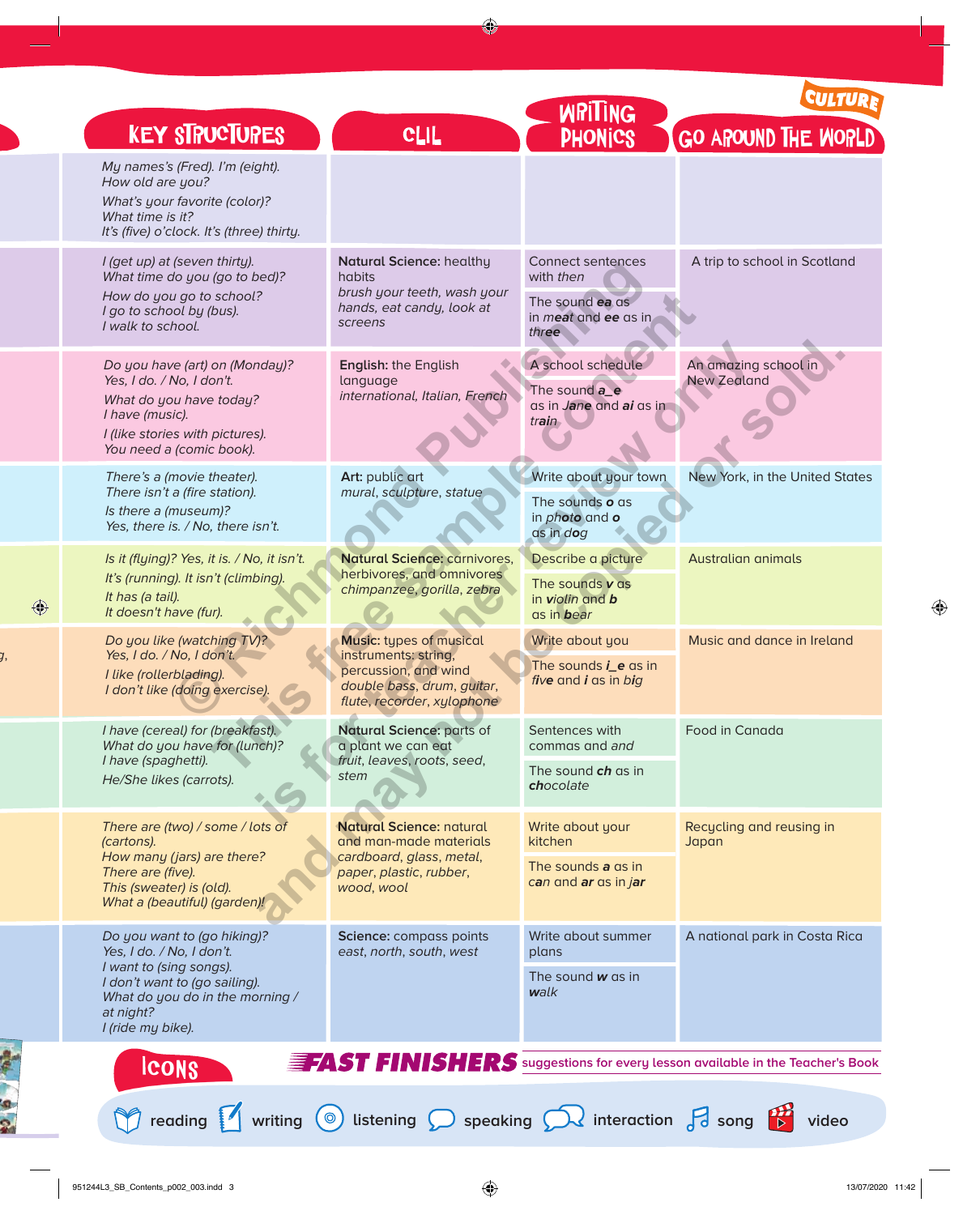| KEY STRUCTURES | CLIL | WRITING PHONICS | CULTURE GO AROUND THE WORLD |
|---|---|---|---|
| *My names's (Fred). I'm (eight).* *How old are you?* *What's your favorite (color)?* *What time is it?* *It's (five) o'clock. It's (three) thirty.* | | | |
| *I (get up) at (seven thirty).* *What time do you (go to bed)?* *How do you go to school?* *I go to school by (bus).* *I walk to school.* | **Natural Science:** healthy habits *brush your teeth, wash your hands, eat candy, look at screens* | Connect sentences with *then* The sound ***ea*** as in *m**ea**t* and ***ee*** as in *thr**ee*** | A trip to school in Scotland |
| *Do you have (art) on (Monday)?* *Yes, I do. / No, I don't.* *What do you have today?* *I have (music).* *I (like stories with pictures).* *You need a (comic book).* | **English:** the English language *international, Italian, French* | A school schedule The sound ***a_e*** as in ***Jane*** and ***ai*** as in *tr**ai**n* | An amazing school in New Zealand |
| *There's a (movie theater).* *There isn't a (fire station).* *Is there a (museum)?* *Yes, there is. / No, there isn't.* | **Art:** public art *mural, sculpture, statue* | Write about your town The sounds ***o*** as in *ph**o**to* and ***o*** as in *d**o**g* | New York, in the United States |
| *Is it (flying)? Yes, it is. / No, it isn't.* *It's (running). It isn't (climbing).* *It has (a tail).* *It doesn't have (fur).* | **Natural Science:** carnivores, herbivores, and omnivores *chimpanzee, gorilla, zebra* | Describe a picture The sounds ***v*** as in ***v**iolin* and ***b*** as in ***b**ear* | Australian animals |
| *Do you like (watching TV)?* *Yes, I do. / No, I don't.* *I like (rollerblading).* *I don't like (doing exercise).* | **Music:** types of musical instruments: string, percussion, and wind *double bass, drum, guitar, flute, recorder, xylophone* | Write about you The sounds ***i_e*** as in *f**i**ve* and ***i*** as in *b**i**g* | Music and dance in Ireland |
| *I have (cereal) for (breakfast).* *What do you have for (lunch)?* *I have (spaghetti).* *He/She likes (carrots).* | **Natural Science:** parts of a plant we can eat *fruit, leaves, roots, seed, stem* | Sentences with commas and *and* The sound ***ch*** as in ***ch**ocolate* | Food in Canada |
| *There are (two) / some / lots of (cartons).* *How many (jars) are there?* *There are (five).* *This (sweater) is (old).* *What a (beautiful) (garden)!* | **Natural Science:** natural and man-made materials *cardboard, glass, metal, paper, plastic, rubber, wood, wool* | Write about your kitchen The sounds ***a*** as in *c**a**n* and ***ar*** as in ***jar*** | Recycling and reusing in Japan |
| *Do you want to (go hiking)?* *Yes, I do. / No, I don't.* *I want to (sing songs).* *I don't want to (go sailing).* *What do you do in the morning / at night?* *I (ride my bike).* | **Science:** compass points *east, north, south, west* | Write about summer plans The sound ***w*** as in ***w**alk* | A national park in Costa Rica |

## ICONS

**FAST FINISHERS** suggestions for every lesson available in the Teacher's Book

reading | writing | listening | speaking | interaction | song | video